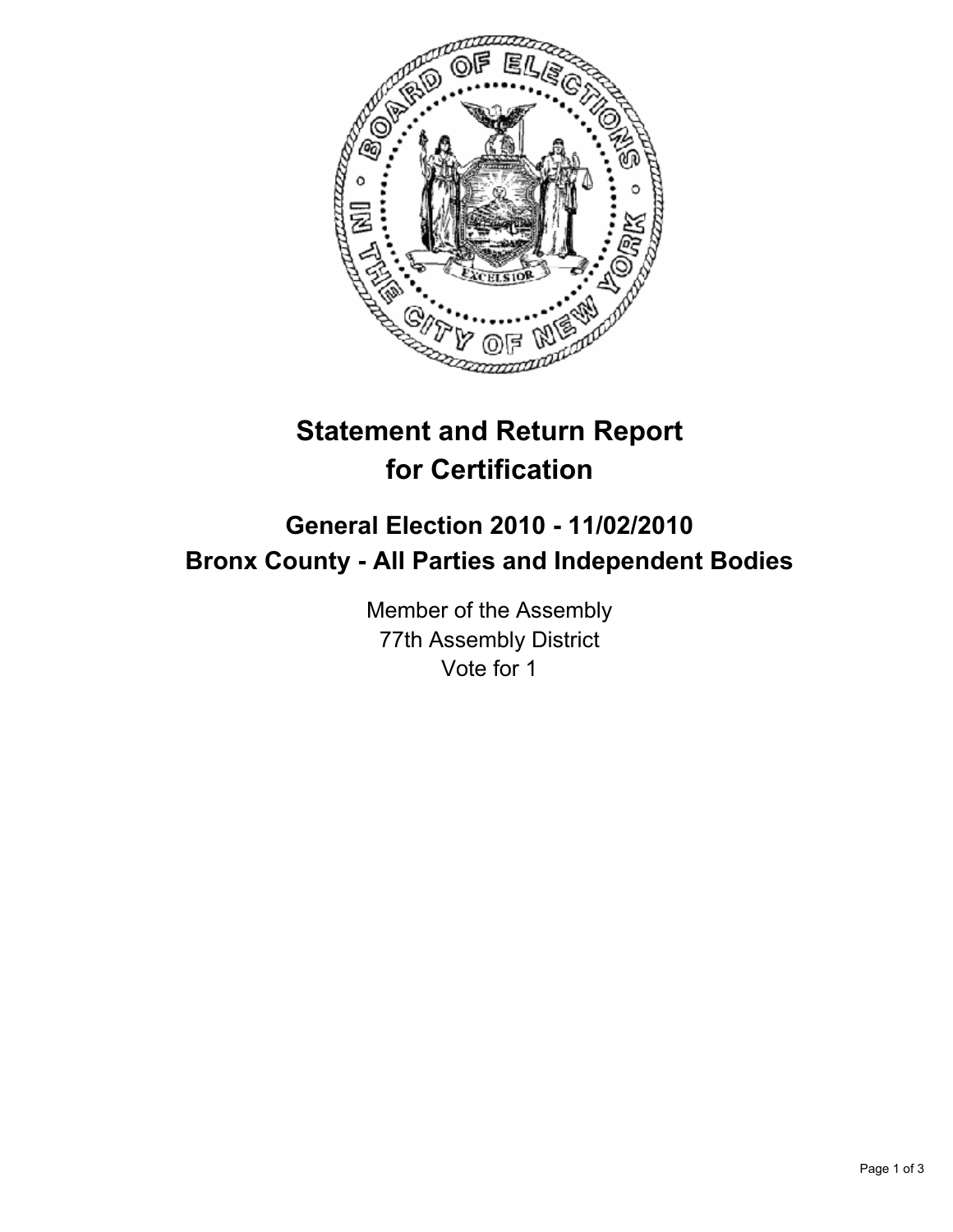# Statement and Return Report for Certification

## General Election 2010 - 11/02/2010
## Bronx County - All Parties and Independent Bodies

Member of the Assembly
77th Assembly District
Vote for 1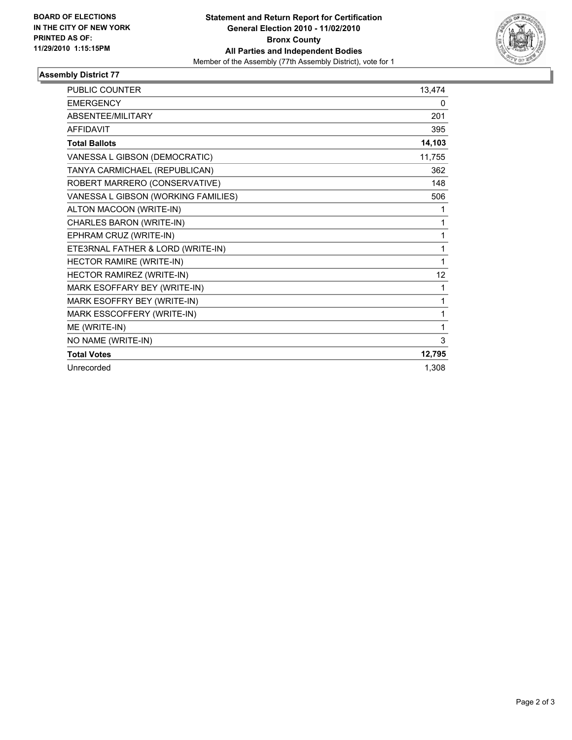**BOARD OF ELECTIONS IN THE CITY OF NEW YORK PRINTED AS OF: 11/29/2010 1:15:15PM**

**Statement and Return Report for Certification**
**General Election 2010 - 11/02/2010**
**Bronx County**
**All Parties and Independent Bodies**
Member of the Assembly (77th Assembly District), vote for 1

## Assembly District 77

| | |
|---|---|
| PUBLIC COUNTER | 13,474 |
| EMERGENCY | 0 |
| ABSENTEE/MILITARY | 201 |
| AFFIDAVIT | 395 |
| **Total Ballots** | **14,103** |
| VANESSA L GIBSON (DEMOCRATIC) | 11,755 |
| TANYA CARMICHAEL (REPUBLICAN) | 362 |
| ROBERT MARRERO (CONSERVATIVE) | 148 |
| VANESSA L GIBSON (WORKING FAMILIES) | 506 |
| ALTON MACOON (WRITE-IN) | 1 |
| CHARLES BARON (WRITE-IN) | 1 |
| EPHRAM CRUZ (WRITE-IN) | 1 |
| ETE3RNAL FATHER & LORD (WRITE-IN) | 1 |
| HECTOR RAMIRE (WRITE-IN) | 1 |
| HECTOR RAMIREZ (WRITE-IN) | 12 |
| MARK ESOFFARY BEY (WRITE-IN) | 1 |
| MARK ESOFFRY BEY (WRITE-IN) | 1 |
| MARK ESSCOFFERY (WRITE-IN) | 1 |
| ME (WRITE-IN) | 1 |
| NO NAME (WRITE-IN) | 3 |
| **Total Votes** | **12,795** |
| Unrecorded | 1,308 |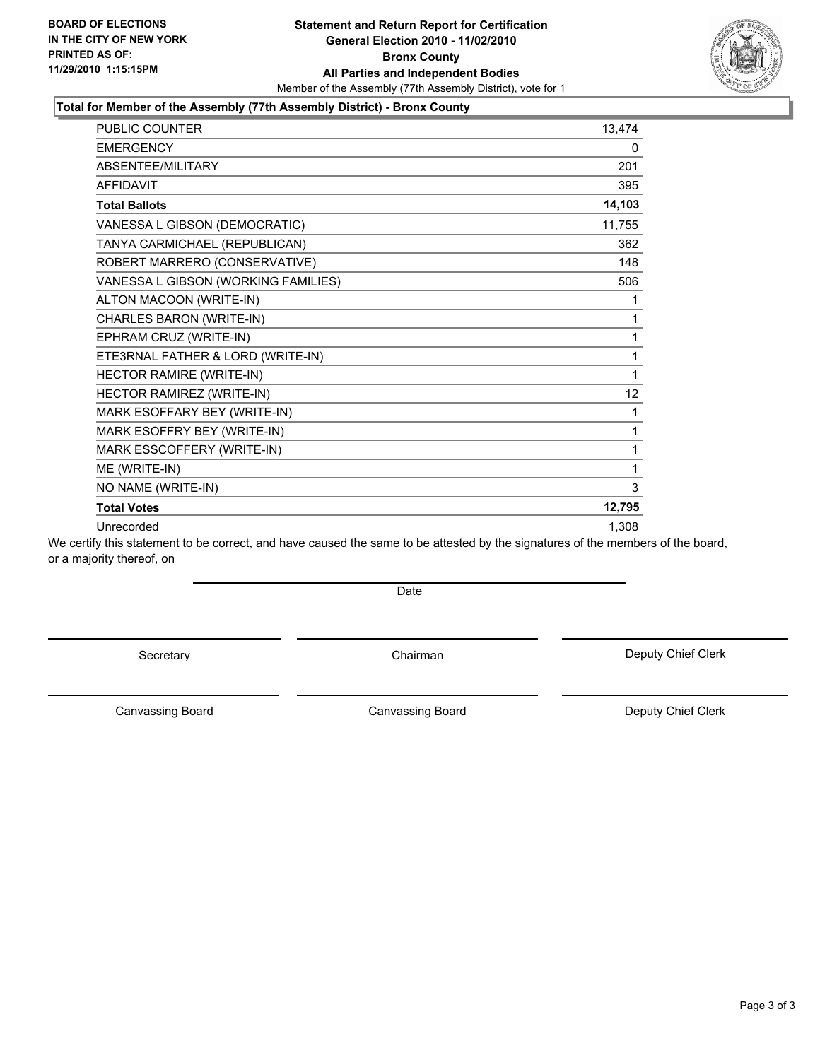**BOARD OF ELECTIONS**
**IN THE CITY OF NEW YORK**
**PRINTED AS OF:**
**11/29/2010 1:15:15PM**

**Statement and Return Report for Certification**
**General Election 2010 - 11/02/2010**
**Bronx County**
**All Parties and Independent Bodies**
Member of the Assembly (77th Assembly District), vote for 1

**Total for Member of the Assembly (77th Assembly District) - Bronx County**

| | |
|---|---|
| PUBLIC COUNTER | 13,474 |
| EMERGENCY | 0 |
| ABSENTEE/MILITARY | 201 |
| AFFIDAVIT | 395 |
| **Total Ballots** | **14,103** |
| VANESSA L GIBSON (DEMOCRATIC) | 11,755 |
| TANYA CARMICHAEL (REPUBLICAN) | 362 |
| ROBERT MARRERO (CONSERVATIVE) | 148 |
| VANESSA L GIBSON (WORKING FAMILIES) | 506 |
| ALTON MACOON (WRITE-IN) | 1 |
| CHARLES BARON (WRITE-IN) | 1 |
| EPHRAM CRUZ (WRITE-IN) | 1 |
| ETE3RNAL FATHER & LORD (WRITE-IN) | 1 |
| HECTOR RAMIRE (WRITE-IN) | 1 |
| HECTOR RAMIREZ (WRITE-IN) | 12 |
| MARK ESOFFARY BEY (WRITE-IN) | 1 |
| MARK ESOFFRY BEY (WRITE-IN) | 1 |
| MARK ESSCOFFERY (WRITE-IN) | 1 |
| ME (WRITE-IN) | 1 |
| NO NAME (WRITE-IN) | 3 |
| **Total Votes** | **12,795** |
| Unrecorded | 1,308 |

We certify this statement to be correct, and have caused the same to be attested by the signatures of the members of the board, or a majority thereof, on

Date

Secretary

Chairman

Deputy Chief Clerk

Canvassing Board

Canvassing Board

Deputy Chief Clerk